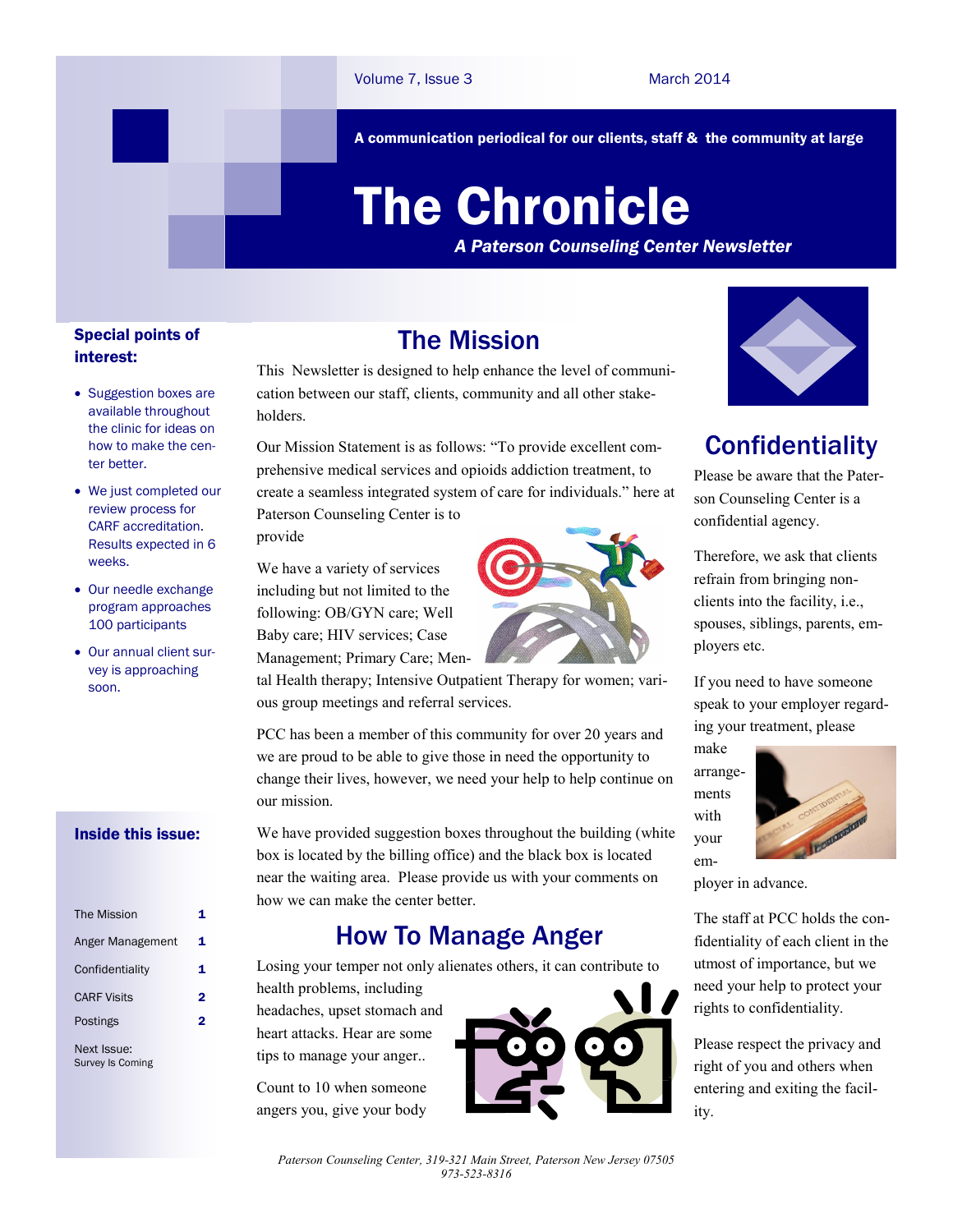Volume 7, Issue 3 March 2014

**A communication periodical for our clients, staff & the community at large**

# The Chronicle

***A Paterson Counseling Center Newsletter***

### Special points of interest:

- Suggestion boxes are available throughout the clinic for ideas on how to make the center better.
- We just completed our review process for CARF accreditation. Results expected in 6 weeks.
- Our needle exchange program approaches 100 participants
- Our annual client survey is approaching soon.

### Inside this issue:

| | |
|---|---|
| The Mission | 1 |
| Anger Management | 1 |
| Confidentiality | 1 |
| CARF Visits | 2 |
| Postings | 2 |

Next Issue:
Survey Is Coming

## The Mission

This Newsletter is designed to help enhance the level of communication between our staff, clients, community and all other stakeholders.

Our Mission Statement is as follows: "To provide excellent comprehensive medical services and opioids addiction treatment, to create a seamless integrated system of care for individuals." here at Paterson Counseling Center is to provide

We have a variety of services including but not limited to the following: OB/GYN care; Well Baby care; HIV services; Case Management; Primary Care; Mental Health therapy; Intensive Outpatient Therapy for women; various group meetings and referral services.

PCC has been a member of this community for over 20 years and we are proud to be able to give those in need the opportunity to change their lives, however, we need your help to help continue on our mission.

We have provided suggestion boxes throughout the building (white box is located by the billing office) and the black box is located near the waiting area. Please provide us with your comments on how we can make the center better.

## How To Manage Anger

Losing your temper not only alienates others, it can contribute to health problems, including headaches, upset stomach and heart attacks. Hear are some tips to manage your anger..

Count to 10 when someone angers you, give your body

## Confidentiality

Please be aware that the Paterson Counseling Center is a confidential agency.

Therefore, we ask that clients refrain from bringing non-clients into the facility, i.e., spouses, siblings, parents, employers etc.

If you need to have someone speak to your employer regarding your treatment, please make arrangements with your employer in advance.

The staff at PCC holds the confidentiality of each client in the utmost of importance, but we need your help to protect your rights to confidentiality.

Please respect the privacy and right of you and others when entering and exiting the facility.

*Paterson Counseling Center, 319-321 Main Street, Paterson New Jersey 07505*
*973-523-8316*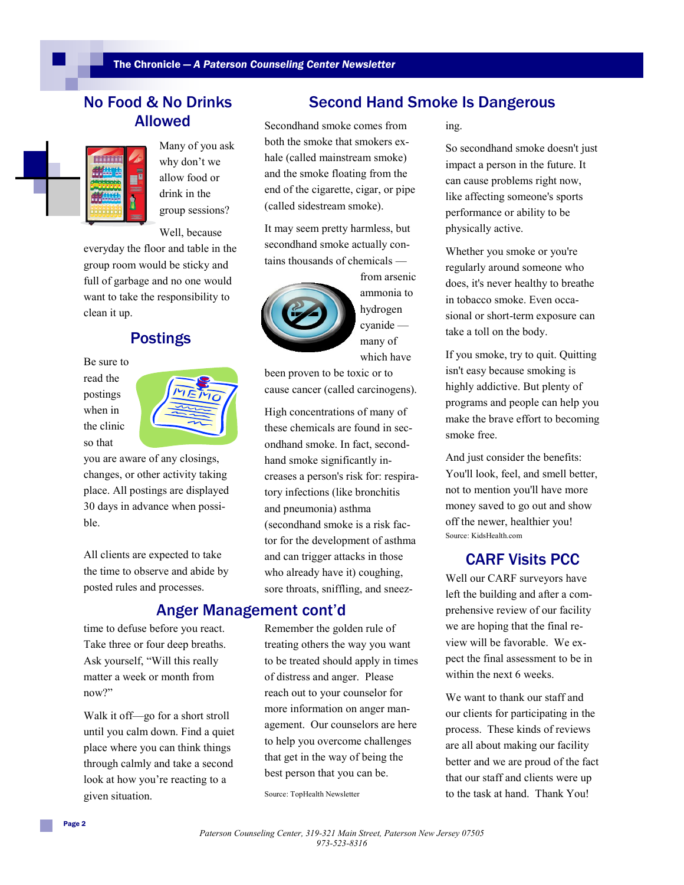## No Food & No Drinks Allowed

Many of you ask why don't we allow food or drink in the group sessions?

Well, because everyday the floor and table in the group room would be sticky and full of garbage and no one would want to take the responsibility to clean it up.

## Postings

Be sure to read the postings when in the clinic so that you are aware of any closings, changes, or other activity taking place. All postings are displayed 30 days in advance when possible.

All clients are expected to take the time to observe and abide by posted rules and processes.

## Second Hand Smoke Is Dangerous

Secondhand smoke comes from both the smoke that smokers exhale (called mainstream smoke) and the smoke floating from the end of the cigarette, cigar, or pipe (called sidestream smoke).

It may seem pretty harmless, but secondhand smoke actually contains thousands of chemicals — from arsenic ammonia to hydrogen cyanide — many of which have been proven to be toxic or to cause cancer (called carcinogens).

High concentrations of many of these chemicals are found in secondhand smoke. In fact, secondhand smoke significantly increases a person's risk for: respiratory infections (like bronchitis and pneumonia) asthma (secondhand smoke is a risk factor for the development of asthma and can trigger attacks in those who already have it) coughing, sore throats, sniffling, and sneezing.

So secondhand smoke doesn't just impact a person in the future. It can cause problems right now, like affecting someone's sports performance or ability to be physically active.

Whether you smoke or you're regularly around someone who does, it's never healthy to breathe in tobacco smoke. Even occasional or short-term exposure can take a toll on the body.

If you smoke, try to quit. Quitting isn't easy because smoking is highly addictive. But plenty of programs and people can help you make the brave effort to becoming smoke free.

And just consider the benefits: You'll look, feel, and smell better, not to mention you'll have more money saved to go out and show off the newer, healthier you!

Source: KidsHealth.com

## Anger Management cont'd

time to defuse before you react. Take three or four deep breaths. Ask yourself, "Will this really matter a week or month from now?"

Walk it off—go for a short stroll until you calm down. Find a quiet place where you can think things through calmly and take a second look at how you're reacting to a given situation.

Remember the golden rule of treating others the way you want to be treated should apply in times of distress and anger. Please reach out to your counselor for more information on anger management. Our counselors are here to help you overcome challenges that get in the way of being the best person that you can be.

Source: TopHealth Newsletter

## CARF Visits PCC

Well our CARF surveyors have left the building and after a comprehensive review of our facility we are hoping that the final review will be favorable. We expect the final assessment to be in within the next 6 weeks.

We want to thank our staff and our clients for participating in the process. These kinds of reviews are all about making our facility better and we are proud of the fact that our staff and clients were up to the task at hand. Thank You!

*Paterson Counseling Center, 319-321 Main Street, Paterson New Jersey 07505*
*973-523-8316*